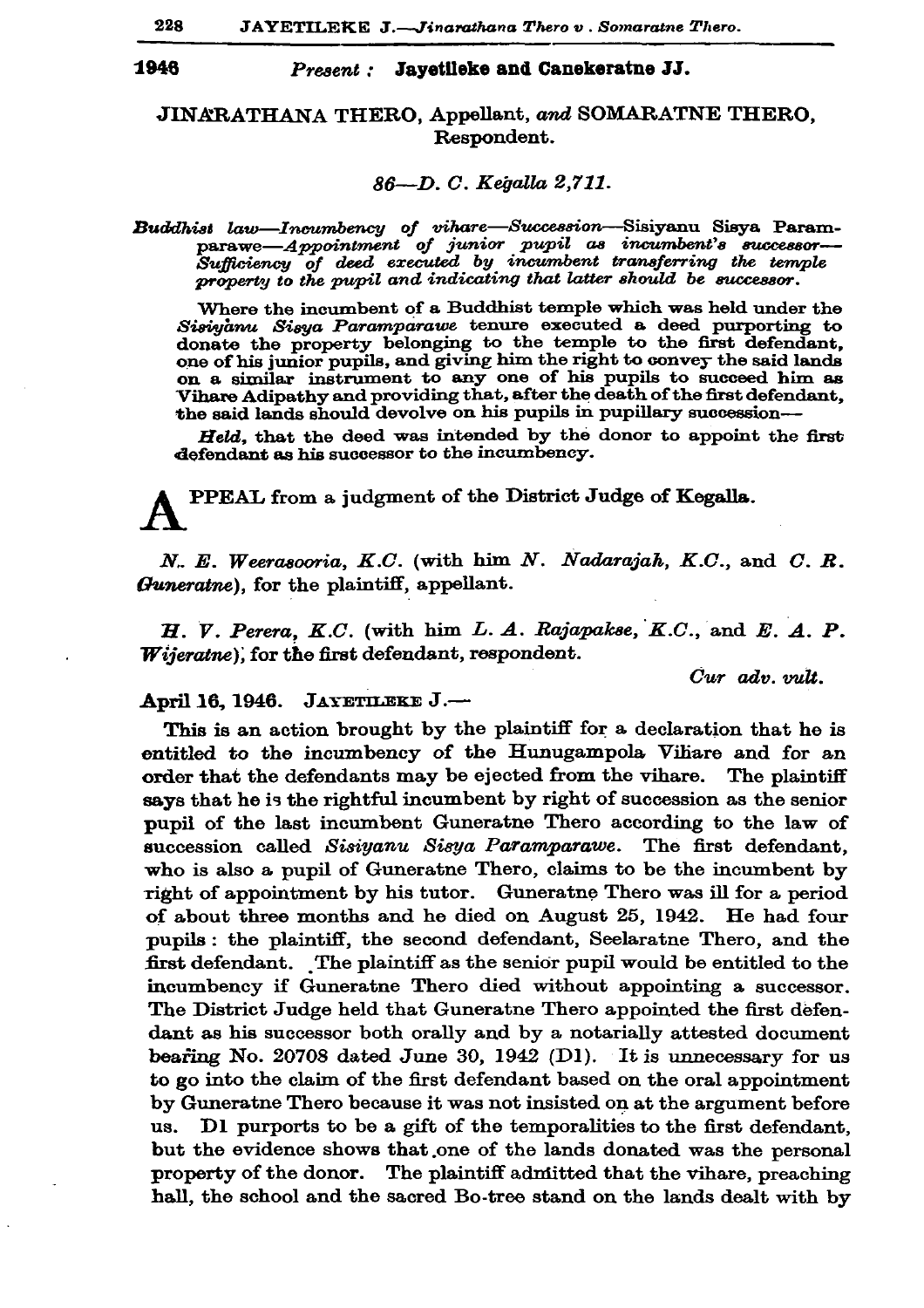**1946** *Present :* **Jayetileke and Canekeratne JJ.**

JINARATHANA THERO, Appellant, *and* SOMARATNE THERO, Respondent.

*86—D. C. Kegalla 2,711.*

***Buddhist law****—Incumbency of vihare—Succession*—Sisiyanu Sisya Paramparawe—*Appointment of junior pupil as incumbent's successor—Sufficiency of deed executed by incumbent transferring the temple property to the pupil and indicating that latter should be successor.*

Where the incumbent of a Buddhist temple which was held under the *Sisiyanu Sisya Paramparawe* tenure executed a deed purporting to donate the property belonging to the temple to the first defendant, one of his junior pupils, and giving him the right to convey the said lands on a similar instrument to any one of his pupils to succeed him as Vihare Adipathy and providing that, after the death of the first defendant, the said lands should devolve on his pupils in pupillary succession—

*Held,* that the deed was intended by the donor to appoint the first defendant as his successor to the incumbency.

APPEAL from a judgment of the District Judge of Kegalla.

*N. E. Weerasooria, K.C.* (with him *N. Nadarajah, K.C.*, and *C. R. Guneratne*), for the plaintiff, appellant.

*H. V. Perera, K.C.* (with him *L. A. Rajapakse, K.C.*, and *E. A. P. Wijeratne*), for the first defendant, respondent.

*Cur adv. vult.*

April 16, 1946. JAYETILEKE J.—

This is an action brought by the plaintiff for a declaration that he is entitled to the incumbency of the Hunugampola Vihare and for an order that the defendants may be ejected from the vihare. The plaintiff says that he is the rightful incumbent by right of succession as the senior pupil of the last incumbent Guneratne Thero according to the law of succession called *Sisiyanu Sisya Paramparawe*. The first defendant, who is also a pupil of Guneratne Thero, claims to be the incumbent by right of appointment by his tutor. Guneratne Thero was ill for a period of about three months and he died on August 25, 1942. He had four pupils : the plaintiff, the second defendant, Seelaratne Thero, and the first defendant. The plaintiff as the senior pupil would be entitled to the incumbency if Guneratne Thero died without appointing a successor. The District Judge held that Guneratne Thero appointed the first defendant as his successor both orally and by a notarially attested document bearing No. 20708 dated June 30, 1942 (D1). It is unnecessary for us to go into the claim of the first defendant based on the oral appointment by Guneratne Thero because it was not insisted on at the argument before us. D1 purports to be a gift of the temporalities to the first defendant, but the evidence shows that one of the lands donated was the personal property of the donor. The plaintiff admitted that the vihare, preaching hall, the school and the sacred Bo-tree stand on the lands dealt with by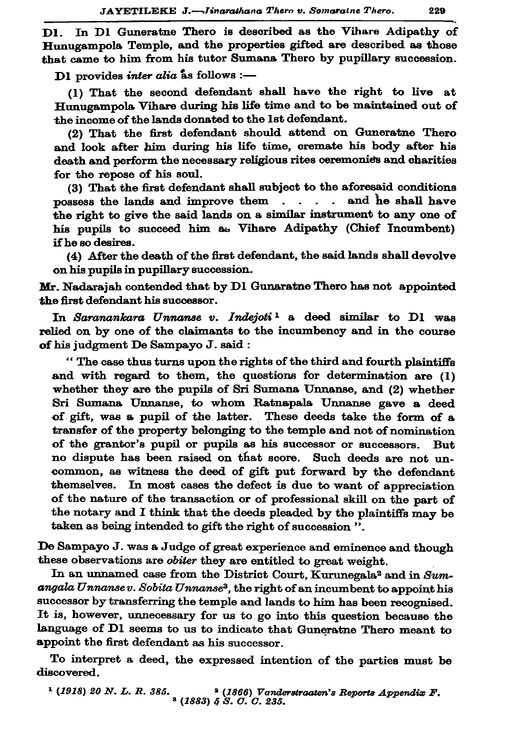D1. In D1 Guneratne Thero is described as the Vihare Adipathy of Hunugampola Temple, and the properties gifted are described as those that came to him from his tutor Sumana Thero by pupillary succession.

D1 provides *inter alia* as follows :—

(1) That the second defendant shall have the right to live at Hunugampola Vihare during his life time and to be maintained out of the income of the lands donated to the 1st defendant.

(2) That the first defendant should attend on Guneratne Thero and look after him during his life time, cremate his body after his death and perform the necessary religious rites ceremonies and charities for the repose of his soul.

(3) That the first defendant shall subject to the aforesaid conditions possess the lands and improve them . . . . and he shall have the right to give the said lands on a similar instrument to any one of his pupils to succeed him as Vihare Adipathy (Chief Incumbent) if he so desires.

(4) After the death of the first defendant, the said lands shall devolve on his pupils in pupillary succession.

Mr. Nadarajah contended that by D1 Gunaratne Thero has not appointed the first defendant his successor.

In *Saranankara Unnanse v. Indejoti*[1] a deed similar to D1 was relied on by one of the claimants to the incumbency and in the course of his judgment De Sampayo J. said :

" The case thus turns upon the rights of the third and fourth plaintiffs and with regard to them, the questions for determination are (1) whether they are the pupils of Sri Sumana Unnanse, and (2) whether Sri Sumana Unnanse, to whom Ratnapala Unnanse gave a deed of gift, was a pupil of the latter. These deeds take the form of a transfer of the property belonging to the temple and not of nomination of the grantor's pupil or pupils as his successor or successors. But no dispute has been raised on that score. Such deeds are not uncommon, as witness the deed of gift put forward by the defendant themselves. In most cases the defect is due to want of appreciation of the nature of the transaction or of professional skill on the part of the notary and I think that the deeds pleaded by the plaintiffs may be taken as being intended to gift the right of succession ".

De Sampayo J. was a Judge of great experience and eminence and though these observations are *obiter* they are entitled to great weight.

In an unnamed case from the District Court, Kurunegala[2] and in *Sumangala Unnanse v. Sobita Unnanse*[3], the right of an incumbent to appoint his successor by transferring the temple and lands to him has been recognised. It is, however, unnecessary for us to go into this question because the language of D1 seems to us to indicate that Guneratne Thero meant to appoint the first defendant as his successor.

To interpret a deed, the expressed intention of the parties must be discovered.

[1] *(1918) 20 N. L. R. 385.*

[2] *(1866) Vanderstraaten's Reports Appendix F.*

[3] *(1883) 5 S. C. C. 235.*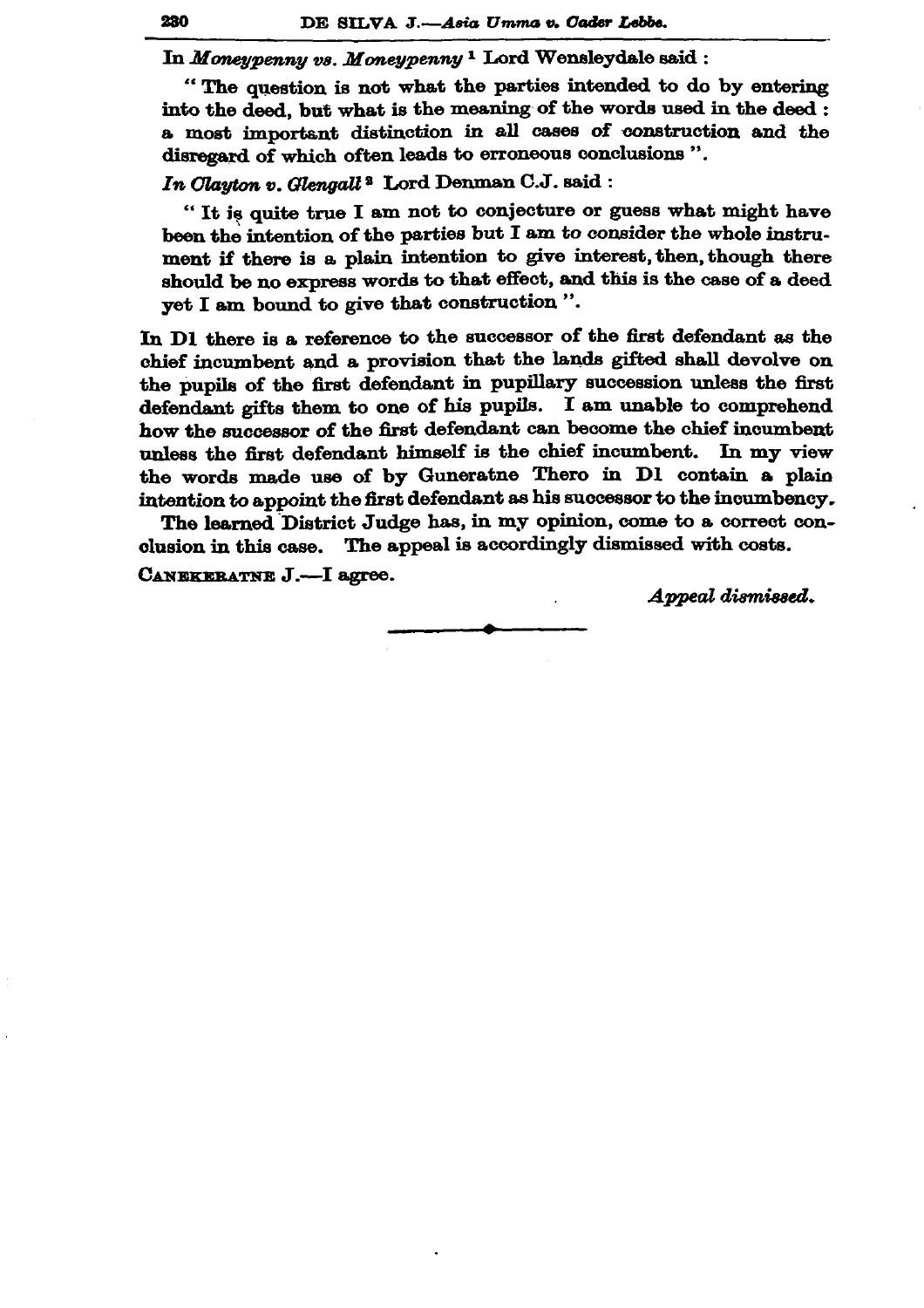In *Moneypenny vs. Moneypenny*[1] Lord Wensleydale said :

"The question is not what the parties intended to do by entering into the deed, but what is the meaning of the words used in the deed : a most important distinction in all cases of construction and the disregard of which often leads to erroneous conclusions ".

*In Clayton v. Glengall*[2] Lord Denman C.J. said :

"It is quite true I am not to conjecture or guess what might have been the intention of the parties but I am to consider the whole instrument if there is a plain intention to give interest, then, though there should be no express words to that effect, and this is the case of a deed yet I am bound to give that construction ".

In D1 there is a reference to the successor of the first defendant as the chief incumbent and a provision that the lands gifted shall devolve on the pupils of the first defendant in pupillary succession unless the first defendant gifts them to one of his pupils. I am unable to comprehend how the successor of the first defendant can become the chief incumbent unless the first defendant himself is the chief incumbent. In my view the words made use of by Guneratne Thero in D1 contain a plain intention to appoint the first defendant as his successor to the incumbency.

The learned District Judge has, in my opinion, come to a correct conclusion in this case. The appeal is accordingly dismissed with costs.

CANEKERATNE J.—I agree.

*Appeal dismissed.*